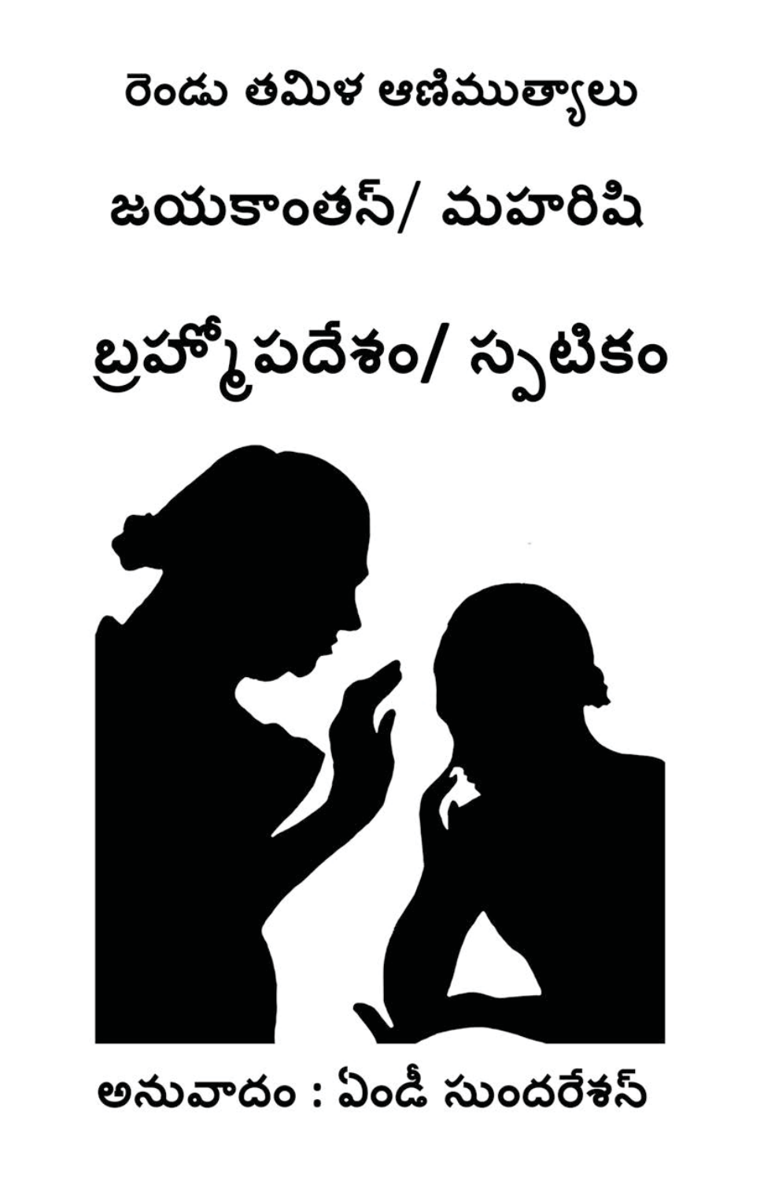# రెండు తమిళ ఆణిముత్యాలు

## జయకాంతన్/ మహరిషి

# బ్రహ్మోపదేశం/ స్పటికం

అనువాదం : ఏండీ సుందరేశన్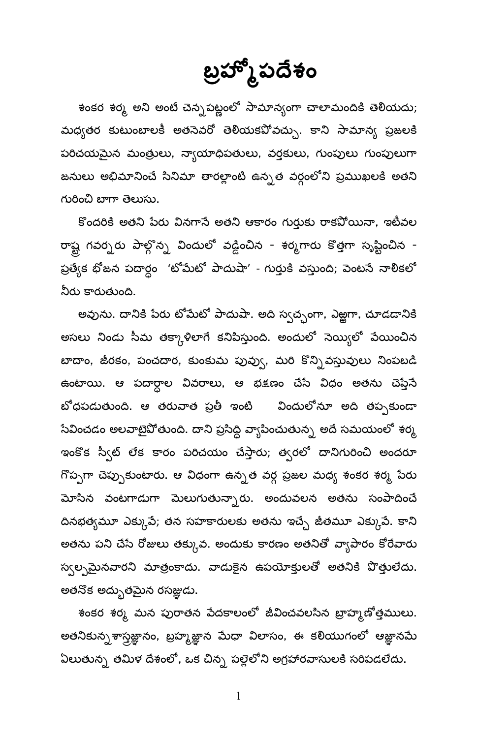# బ్రహ్మోపదేశం

శంకర శర్మ అని అంటే చెన్నపట్ణంలో సామాన్యంగా చాలామందికి తెలియదు; మధ్యతర కుటుంబాలకీ అతనెవరో తెలియకపోవచ్చు. కాని సామాన్య ప్రజలకి పరిచయమైన మంత్రులు, న్యాయాధిపతులు, వర్తకులు, గుంపులు గుంపులుగా జనులు అభిమానించే సినిమా తారల్లాంటి ఉన్నత వర్గంలోని ప్రముఖులకి అతని గురించి బాగా తెలుసు.

కొందరికి అతని పేరు వినగానే అతని ఆకారం గుర్తుకు రాకపోయినా, ఇటీవల రాష్ట్ర గవర్నరు పాల్గొన్న విందులో వడ్డించిన - శర్మగారు కొత్తగా సృష్టించిన - ప్రత్యేక భోజన పదార్థం 'టోమేటో పాదుషా' - గుర్తుకి వస్తుంది; వెంటనే నాలికలో నీరు కారుతుంది.

అవును. దానికి పేరు టోమేటో పాదుషా. అది స్వచ్ఛంగా, ఎఱ్ఱగా, చూడడానికి అసలు నిండు సీమ తక్కాళిలాగే కనిపిస్తుంది. అందులో నెయ్యిలో వేయించిన బాదాం, జీరకం, పంచదార, కుంకుమ పువ్వు, మరి కొన్ని వస్తువులు నింపబడి ఉంటాయి. ఆ పదార్థాల వివరాలు, ఆ భక్షణం చేసే విధం అతను చెప్తేనే బోధపడుతుంది. ఆ తరువాత ప్రతీ ఇంటి విందులోనూ అది తప్పకుండా సేవించడం అలవాటైపోతుంది. దాని ప్రసిద్ధి వ్యాపించుతున్న అదే సమయంలో శర్మ ఇంకొక స్వీట్ లేక కారం పరిచయం చేస్తారు; త్వరలో దానిగురించి అందరూ గొప్పగా చెప్పుకుంటారు. ఆ విధంగా ఉన్నత వర్గ ప్రజల మధ్య శంకర శర్మ పేరు మోసిన వంటగాడుగా మెలుగుతున్నారు. అందువలన అతను సంపాదించే దినభత్యమూ ఎక్కువే; తన సహకారులకు అతను ఇచ్చే జీతమూ ఎక్కువే. కాని అతను పని చేసే రోజులు తక్కువ. అందుకు కారణం అతనితో వ్యాపారం కోరేవారు స్వల్పమైనవారని మాత్రంకాదు. వాడుకైన ఉపయోక్తులతో అతనికి పొత్తులేదు. అతనొక అద్భుతమైన రసజ్ఞుడు.

శంకర శర్మ మన పురాతన వేదకాలంలో జీవించవలసిన బ్రాహ్మణోత్తములు. అతనికున్న శాస్త్రజ్ఞానం, బ్రహ్మజ్ఞాన మేధా విలాసం, ఈ కలియుగంలో అజ్ఞానమే ఏలుతున్న తమిళ దేశంలో, ఒక చిన్న పల్లెలోని అగ్రహారవాసులకి సరిపడలేదు.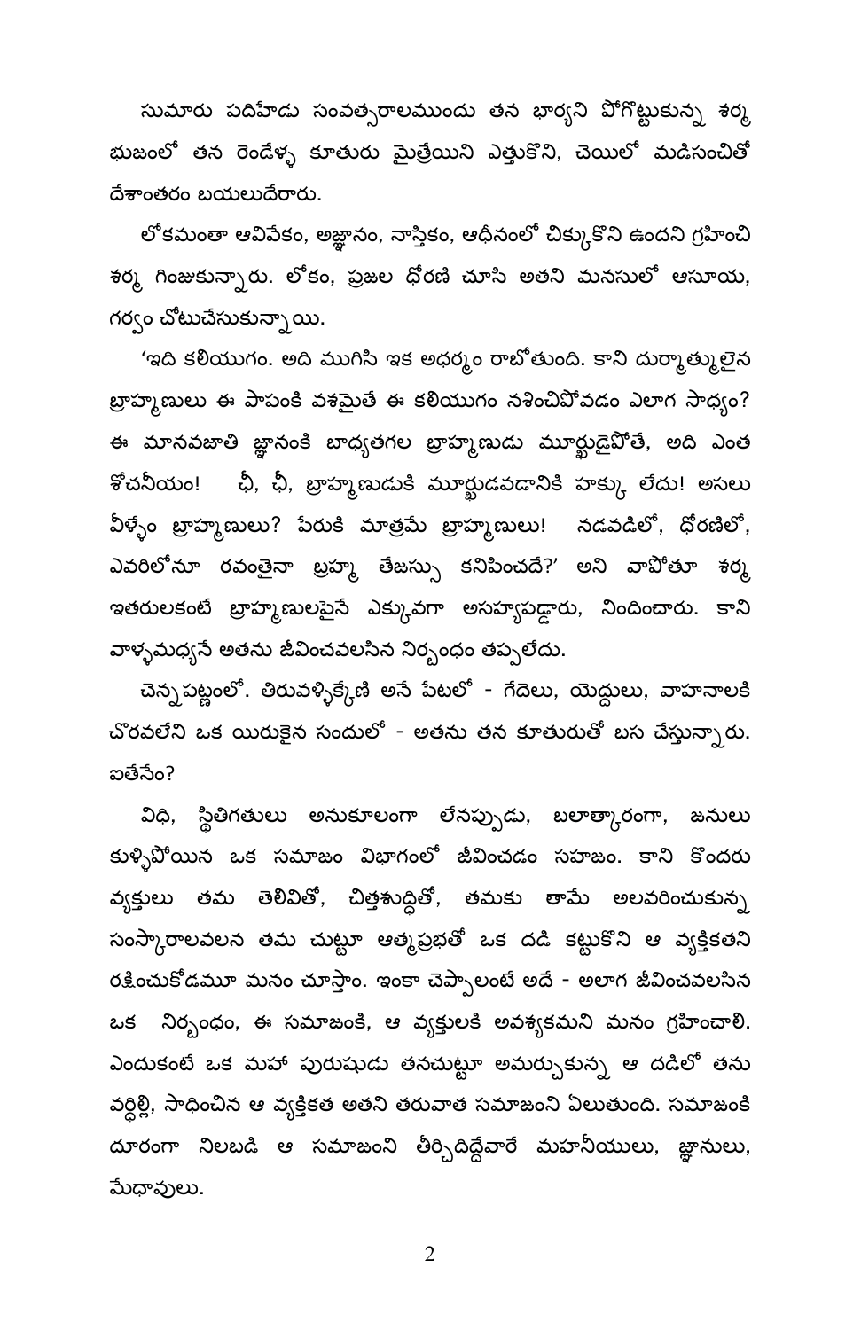సుమారు పదిహేడు సంవత్సరాలముందు తన భార్యని పోగొట్టుకున్న శర్మ భుజంలో తన రెండేళ్ళ కూతురు మైత్రేయిని ఎత్తుకొని, చెయిలో మడిసంచితో దేశాంతరం బయలుదేరారు.

లోకమంతా అవివేకం, అజ్ఞానం, నాస్తికం, ఆధీనంలో చిక్కుకొని ఉందని గ్రహించి శర్మ గింజుకున్నారు. లోకం, ప్రజల ధోరణి చూసి అతని మనసులో అసూయ, గర్వం చోటుచేసుకున్నాయి.

'ఇది కలియుగం. అది ముగిసి ఇక అధర్మం రాబోతుంది. కాని దుర్మాత్ములైన బ్రాహ్మణులు ఈ పాపంకి వశమైతే ఈ కలియుగం నశించిపోవడం ఎలాగ సాధ్యం? ఈ మానవజాతి జ్ఞానంకి బాధ్యతగల బ్రాహ్మణుడు మూర్ఖుడైపోతే, అది ఎంత శోచనీయం! ఛీ, ఛీ, బ్రాహ్మణుడుకి మూర్ఖుడవడానికి హక్కు లేదు! అసలు వీళ్ళేం బ్రాహ్మణులు? పేరుకి మాత్రమే బ్రాహ్మణులు! నడవడిలో, ధోరణిలో, ఎవరిలోనూ రవంతైనా బ్రహ్మ తేజస్సు కనిపించదే?' అని వాపోతూ శర్మ ఇతరులకంటే బ్రాహ్మణులపైనే ఎక్కువగా అసహ్యపడ్డారు, నిందించారు. కాని వాళ్ళమధ్యనే అతను జీవించవలసిన నిర్బంధం తప్పలేదు.

చెన్నపట్ణంలో. తిరువళ్ళిక్కేణి అనే పేటలో - గేదెలు, యెద్దులు, వాహనాలకి చొరవలేని ఒక యిరుకైన సందులో - అతను తన కూతురుతో బస చేస్తున్నారు. ఐతేనేం?

విధి, స్థితిగతులు అనుకూలంగా లేనప్పుడు, బలాత్కారంగా, జనులు కుళ్ళిపోయిన ఒక సమాజం విభాగంలో జీవించడం సహజం. కాని కొందరు వ్యక్తులు తమ తెలివితో, చిత్తశుద్ధితో, తమకు తామే అలవరించుకున్న సంస్కారాలవలన తమ చుట్టూ ఆత్మప్రభతో ఒక దడి కట్టుకొని ఆ వ్యక్తికతని రక్షించుకోడమూ మనం చూస్తాం. ఇంకా చెప్పాలంటే అదే - అలాగ జీవించవలసిన ఒక నిర్బంధం, ఈ సమాజంకి, ఆ వ్యక్తులకి అవశ్యకమని మనం గ్రహించాలి. ఎందుకంటే ఒక మహా పురుషుడు తనచుట్టూ అమర్చుకున్న ఆ దడిలో తను వర్ధిల్లి, సాధించిన ఆ వ్యక్తికత అతని తరువాత సమాజంని ఏలుతుంది. సమాజంకి దూరంగా నిలబడి ఆ సమాజంని తీర్చిదిద్దేవారే మహనీయులు, జ్ఞానులు, మేధావులు.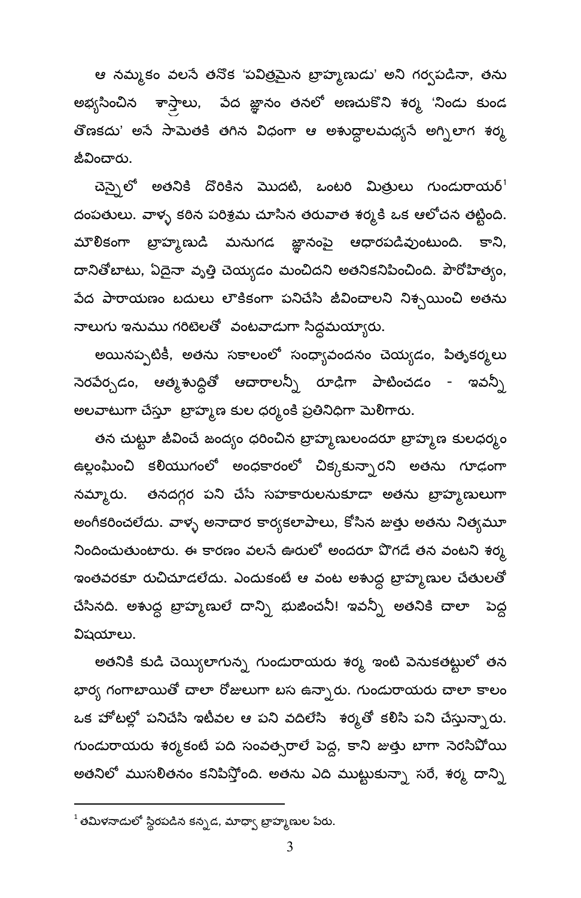ఆ నమ్మకం వలనే తనొక 'పవిత్రమైన బ్రాహ్మణుడు' అని గర్వపడినా, తను అభ్యసించిన శాస్త్రాలు, వేద జ్ఞానం తనలో అణచుకొని శర్మ 'నిండు కుండ తొణకదు' అనే సామెతకి తగిన విధంగా ఆ అశుద్ధాలమధ్యనే అగ్నిలాగ శర్మ జీవించారు.

చెన్నైలో అతనికి దొరికిన మొదటి, ఒంటరి మిత్రులు గుండురాయర్[1] దంపతులు. వాళ్ళ కఠిన పరిశ్రమ చూసిన తరువాత శర్మకి ఒక ఆలోచన తట్టింది. మౌలికంగా బ్రాహ్మణుడి మనుగడ జ్ఞానంపై ఆధారపడివుంటుంది. కాని, దానితోబాటు, ఏదైనా వృత్తి చెయ్యడం మంచిదని అతనికనిపించింది. పౌరోహిత్యం, వేద పారాయణం బదులు లౌకికంగా పనిచేసి జీవించాలని నిశ్చయించి అతను నాలుగు ఇనుము గరిటెలతో వంటవాడుగా సిద్ధమయ్యారు.

అయినప్పటికీ, అతను సకాలంలో సంధ్యావందనం చెయ్యడం, పితృకర్మలు నెరవేర్చడం, ఆత్మశుద్ధితో ఆచారాలన్నీ రూఢిగా పాటించడం - ఇవన్నీ అలవాటుగా చేస్తూ బ్రాహ్మణ కుల ధర్మంకి ప్రతినిధిగా మెలిగారు.

తన చుట్టూ జీవించే జంధ్యం ధరించిన బ్రాహ్మణులందరూ బ్రాహ్మణ కులధర్మం ఉల్లంఘించి కలియుగంలో అంధకారంలో చిక్కుకున్నారని అతను గూఢంగా నమ్మారు. తనదగ్గర పని చేసే సహకారులనుకూడా అతను బ్రాహ్మణులుగా అంగీకరించలేదు. వాళ్ళ అనాచార కార్యకలాపాలు, కోసిన జుత్తు అతను నిత్యమూ నిందించుతుంటారు. ఈ కారణం వలనే ఊరులో అందరూ పొగడే తన వంటని శర్మ ఇంతవరకూ రుచిచూడలేదు. ఎందుకంటే ఆ వంట అశుద్ధ బ్రాహ్మణుల చేతులతో చేసినది. అశుద్ధ బ్రాహ్మణులే దాన్ని భుజించనీ! ఇవన్నీ అతనికి చాలా పెద్ద విషయాలు.

అతనికి కుడి చెయ్యిలాగున్న గుండురాయరు శర్మ ఇంటి వెనుకతట్టులో తన భార్య గంగాబాయితో చాలా రోజులుగా బస ఉన్నారు. గుండురాయరు చాలా కాలం ఒక హోటల్లో పనిచేసి ఇటీవల ఆ పని వదిలేసి శర్మతో కలిసి పని చేస్తున్నారు. గుండురాయరు శర్మకంటే పది సంవత్సరాలే పెద్ద, కాని జుత్తు బాగా నెరసిపోయి అతనిలో ముసలితనం కనిపిస్తోంది. అతను ఏది ముట్టుకున్నా సరే, శర్మ దాన్ని

---

[1] తమిళనాడులో స్థిరపడిన కన్నడ, మాధ్వ బ్రాహ్మణుల పేరు.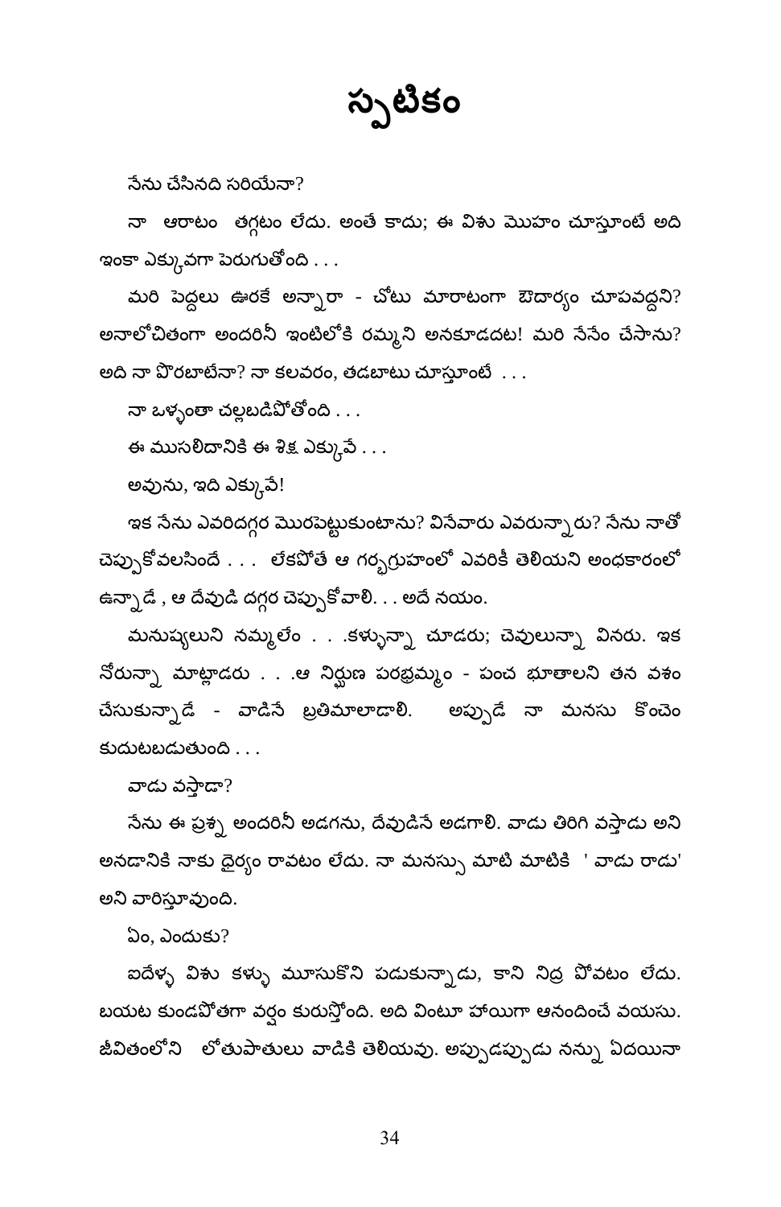# స్పటికం

నేను చేసినది సరియేనా?

నా ఆరాటం తగ్గటం లేదు. అంతే కాదు; ఈ విశు మొహం చూస్తూంటే అది ఇంకా ఎక్కువగా పెరుగుతోంది . . .

మరి పెద్దలు ఊరకే అన్నారా - చోటు మారాటంగా ఔదార్యం చూపవద్దని? అనాలోచితంగా అందరినీ ఇంటిలోకి రమ్మని అనకూడదట! మరి నేనేం చేసాను? అది నా పొరబాటేనా? నా కలవరం, తడబాటు చూస్తూంటే . . .

నా ఒళ్ళంతా చల్లబడిపోతోంది . . .

ఈ ముసలిదానికి ఈ శిక్ష ఎక్కువే . . .

అవును, ఇది ఎక్కువే!

ఇక నేను ఎవరిదగ్గర మొరపెట్టుకుంటాను? వినేవారు ఎవరున్నారు? నేను నాతో చెప్పుకోవలసిందే . . . లేకపోతే ఆ గర్భగ్రుహంలో ఎవరికీ తెలియని అంధకారంలో ఉన్నాడే , ఆ దేవుడి దగ్గర చెప్పుకోవాలి. . . అదే నయం.

మనుష్యులని నమ్మలేం . . .కళ్ళున్నా చూడరు; చెవులున్నా వినరు. ఇక నోరున్నా మాట్లాడరు . . .ఆ నిర్ఘుణ పరబ్రమ్మం - పంచ భూతాలని తన వశం చేసుకున్నాడే - వాడినే బ్రతిమాలాడాలి. అప్పుడే నా మనసు కొంచెం కుదుటబడుతుంది . . .

వాడు వస్తాడా?

నేను ఈ ప్రశ్న అందరినీ అడగను, దేవుడినే అడగాలి. వాడు తిరిగి వస్తాడు అని అనడానికి నాకు ధైర్యం రావటం లేదు. నా మనస్సు మాటి మాటికి ' వాడు రాడు' అని వారిస్తూవుంది.

ఏం, ఎందుకు?

ఐదేళ్ళ విశు కళ్ళు మూసుకొని పడుకున్నాడు, కాని నిద్ర పోవటం లేదు. బయట కుండపోతగా వర్షం కురుస్తోంది. అది వింటూ హాయిగా ఆనందించే వయసు. జీవితంలోని లోతుపాతులు వాడికి తెలియవు. అప్పుడప్పుడు నన్ను ఏదయినా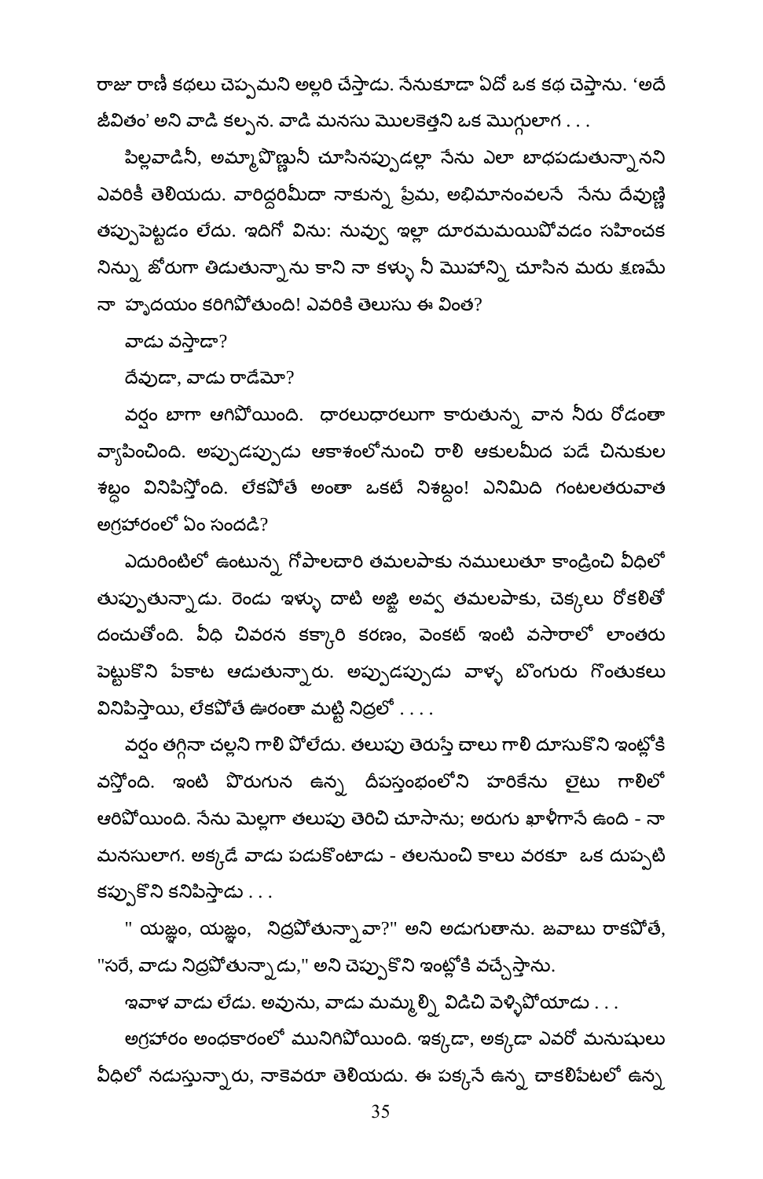రాజు రాణీ కథలు చెప్పమని అల్లరి చేస్తాడు. నేనుకూడా ఏదో ఒక కథ చెప్తాను. 'అదే జీవితం' అని వాడి కల్పన. వాడి మనసు మొలకెత్తిని ఒక మొగ్గులాగ . . .

పిల్లవాడినీ, అమ్మాయొణ్ణునీ చూసినప్పుడల్లా నేను ఎలా బాధపడుతున్నానని ఎవరికీ తెలియదు. వారిద్దరిమీదా నాకున్న ప్రేమ, అభిమానంవలనే నేను దేవుణ్ణి తప్పుపెట్టడం లేదు. ఇదిగో విను: నువ్వు ఇల్లా దూరమమయిపోవడం సహించక నిన్ను జోరుగా తిడుతున్నాను కాని నా కళ్ళు నీ మొహాన్ని చూసిన మరు క్షణమే నా హృదయం కరిగిపోతుంది! ఎవరికి తెలుసు ఈ వింత?

వాడు వస్తాడా?

దేవుడా, వాడు రాడేమో?

వర్షం బాగా ఆగిపోయింది. ధారలుధారలుగా కారుతున్న వాన నీరు రోడంతా వ్యాపించింది. అప్పుడప్పుడు ఆకాశంలోనుంచి రాలి ఆకులమీద పడే చినుకుల శబ్దం వినిపిస్తోంది. లేకపోతే అంతా ఒకటే నిశబ్దం! ఎనిమిది గంటలతరువాత అగ్రహారంలో ఏం సందడి?

ఎదురింటిలో ఉంటున్న గోపాలచారి తమలపాకు నములుతూ కాండ్రించి వీధిలో తుప్పుతున్నాడు. రెండు ఇళ్ళు దాటి అజ్జి అవ్వ తమలపాకు, చెక్కలు రోకలితో దంచుతోంది. వీధి చివరన కక్కారి కరణం, వెంకట్ ఇంటి వసారాలో లాంతరు పెట్టుకొని పేకాట ఆడుతున్నారు. అప్పుడప్పుడు వాళ్ళ బొంగురు గొంతుకలు వినిపిస్తాయి, లేకపోతే ఊరంతా మట్టి నిద్రలో . . . .

వర్షం తగ్గినా చల్లని గాలి పోలేదు. తలుపు తెరుస్తే చాలు గాలి దూసుకొని ఇంట్లోకి వస్తోంది. ఇంటి వొరుగున ఉన్న దీపస్తంభంలోని హరికేను లైటు గాలిలో ఆరిపోయింది. నేను మెల్లగా తలుపు తెరిచి చూసాను; అరుగు ఖాళీగానే ఉంది - నా మనసులాగ. అక్కడే వాడు పడుకొంటాడు - తలనుంచి కాలు వరకూ ఒక దుప్పటి కప్పుకొని కనిపిస్తాడు . . .

" యజ్ఞం, యజ్ఞం, నిద్రపోతున్నావా?" అని అడుగుతాను. జవాబు రాకపోతే, "సరే, వాడు నిద్రపోతున్నాడు," అని చెప్పుకొని ఇంట్లోకి వచ్చేస్తాను.

ఇవాళ వాడు లేడు. అవును, వాడు మమ్మల్ని విడిచి వెళ్ళిపోయాడు . . .

అగ్రహారం అంధకారంలో మునిగిపోయింది. ఇక్కడా, అక్కడా ఎవరో మనుషులు వీధిలో నడుస్తున్నారు, నాకెవరూ తెలియదు. ఈ పక్కనే ఉన్న చాకలిపేటలో ఉన్న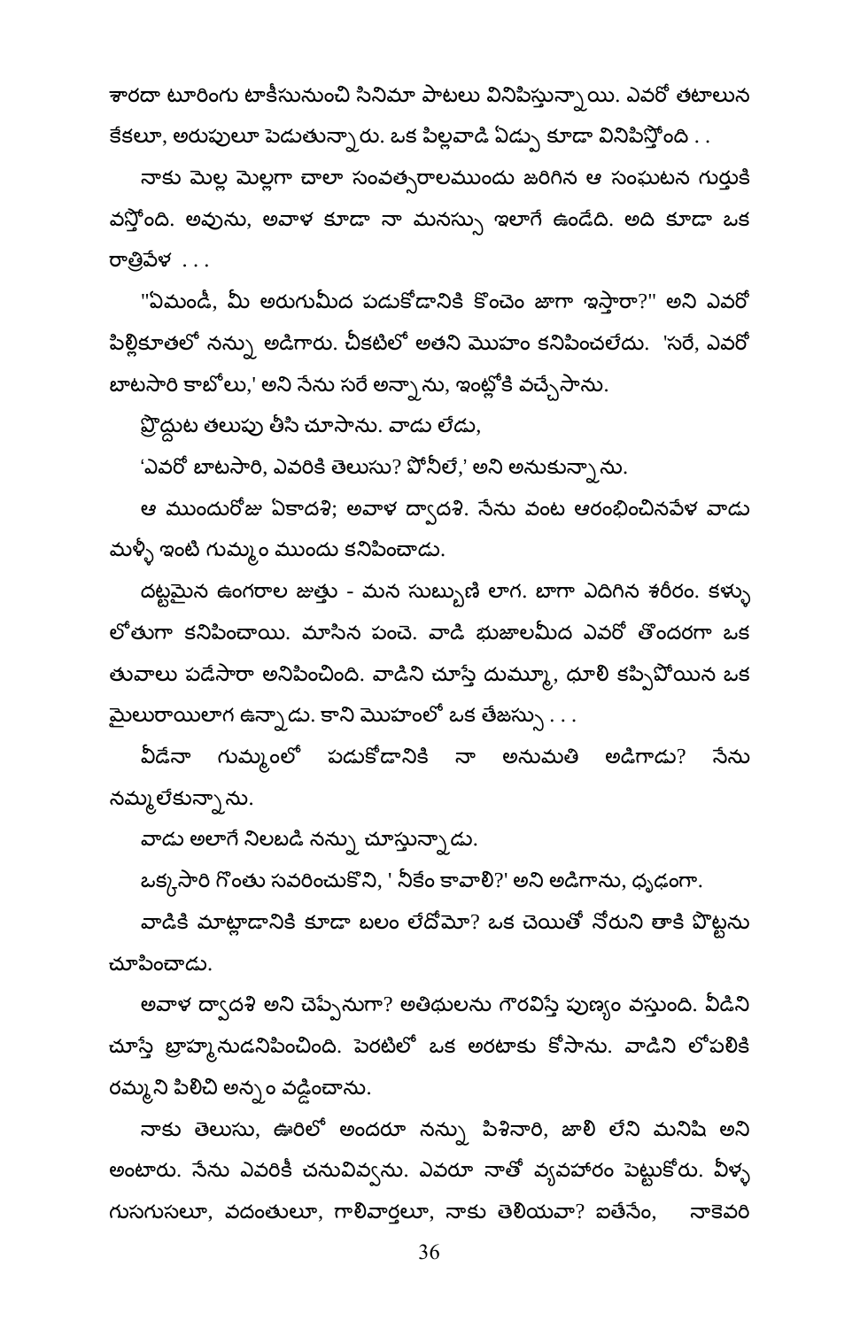శారదా టూరింగు టాకీసునుంచి సినిమా పాటలు వినిపిస్తున్నాయి. ఎవరో తటాలున కేకలూ, అరుపులూ పెడుతున్నారు. ఒక పిల్లవాడి ఏడ్పు కూడా వినిపిస్తోంది . .

నాకు మెల్ల మెల్లగా చాలా సంవత్సరాలముందు జరిగిన ఆ సంఘటన గుర్తుకి వస్తోంది. అవును, అవాళ కూడా నా మనస్సు ఇలాగే ఉండేది. అది కూడా ఒక రాత్రివేళ . . .

"ఏమండీ, మీ అరుగుమీద పడుకోడానికి కొంచెం జాగా ఇస్తారా?" అని ఎవరో పిల్లికూతలో నన్ను అడిగారు. చీకటిలో అతని మొహం కనిపించలేదు. 'సరే, ఎవరో బాటసారి కాబోలు,' అని నేను సరే అన్నాను, ఇంట్లోకి వచ్చేసాను.

ప్రొద్దుట తలుపు తీసి చూసాను. వాడు లేడు,

'ఎవరో బాటసారి, ఎవరికి తెలుసు? పోనీలే,' అని అనుకున్నాను.

ఆ ముందురోజు ఏకాదశి; అవాళ ద్వాదశి. నేను వంట ఆరంభించినవేళ వాడు మళ్ళీ ఇంటి గుమ్మం ముందు కనిపించాడు.

దట్టమైన ఉంగరాల జుత్తు - మన సుబ్బుణి లాగ. బాగా ఎదిగిన శరీరం. కళ్ళు లోతుగా కనిపించాయి. మాసిన పంచె. వాడి భుజాలమీద ఎవరో తొందరగా ఒక తువాలు పడేసారా అనిపించింది. వాడిని చూస్తే దుమ్మూ, ధూళి కప్పిపోయిన ఒక మైలురాయిలాగ ఉన్నాడు. కాని మొహంలో ఒక తేజస్సు . . .

వీడేనా గుమ్మంలో పడుకోడానికి నా అనుమతి అడిగాడు? నేను నమ్మలేకున్నాను.

వాడు అలాగే నిలబడి నన్ను చూస్తున్నాడు.

ఒక్కసారి గొంతు సవరించుకొని, ' నీకేం కావాలి?' అని అడిగాను, ధృఢంగా.

వాడికి మాట్లాడానికి కూడా బలం లేదేమో? ఒక చెయితో నోరుని తాకి పొట్టను చూపించాడు.

అవాళ ద్వాదశి అని చెప్పేనుగా? అతిథులను గౌరవిస్తే పుణ్యం వస్తుంది. వీడిని చూస్తే బ్రాహ్మనుడనిపించింది. పెరటిలో ఒక అరటాకు కోసాను. వాడిని లోపలికి రమ్మని పిలిచి అన్నం వడ్డించాను.

నాకు తెలుసు, ఊరిలో అందరూ నన్ను పిశినారి, జాలి లేని మనిషి అని అంటారు. నేను ఎవరికీ చనువివ్వను. ఎవరూ నాతో వ్యవహారం పెట్టుకోరు. వీళ్ళ గుసగుసలూ, వదంతులూ, గాలివార్తలూ, నాకు తెలియవా? ఐతేనేం, నాకెవరి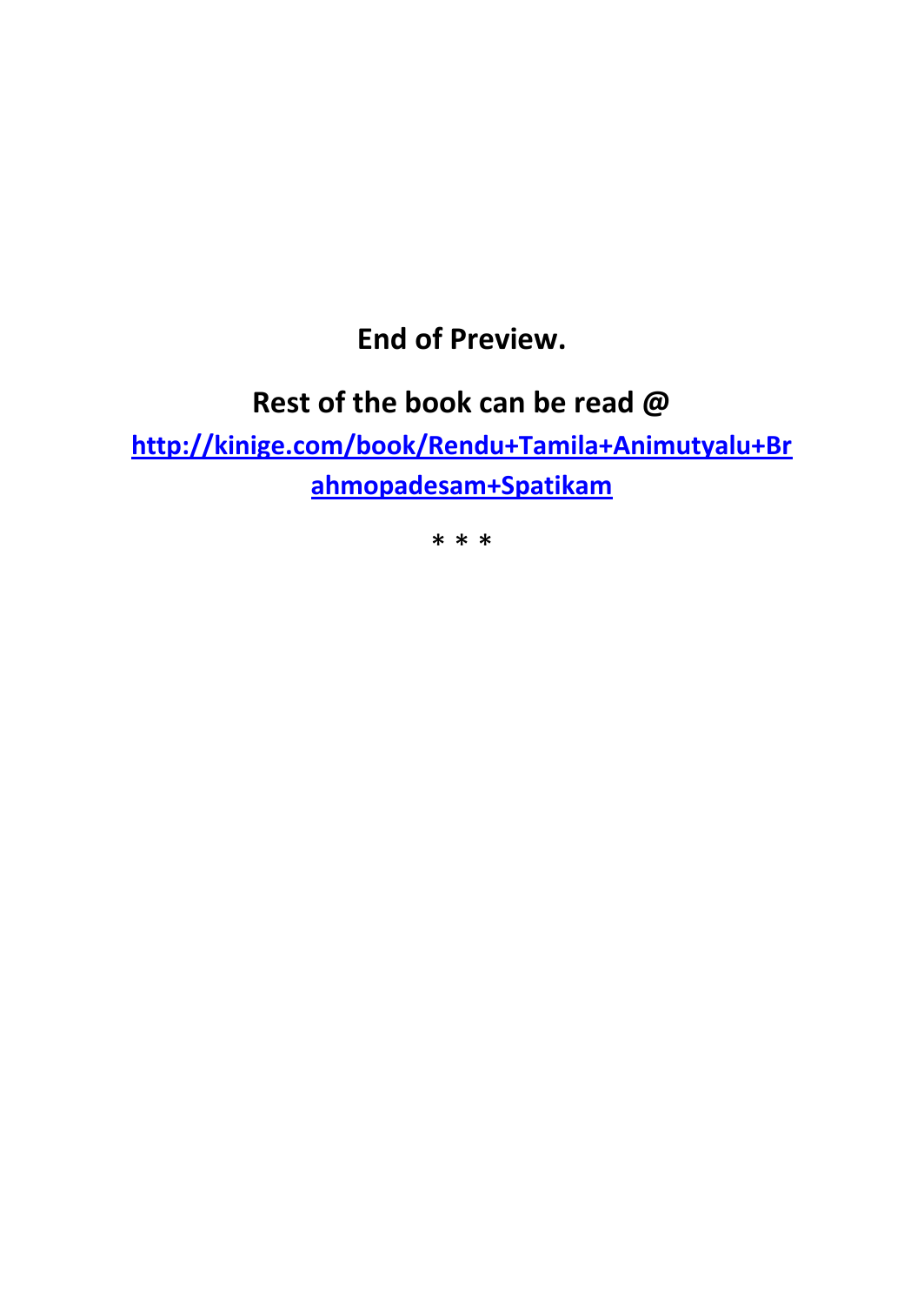**End of Preview.**

**Rest of the book can be read @**

**[http://kinige.com/book/Rendu+Tamila+Animutyalu+Brahmopadesam+Spatikam](http://kinige.com/book/Rendu+Tamila+Animutyalu+Brahmopadesam+Spatikam)**

\* \* \*